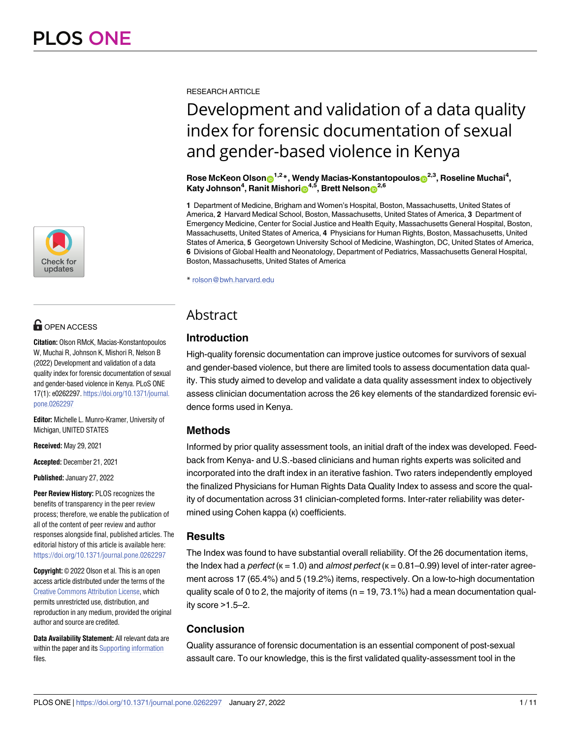RESEARCH ARTICLE

# Development and validation of a data quality index for forensic documentation of sexual and gender-based violence in Kenya

**Rose McKeon Olson**[1,2]*, **Wendy Macias-Konstantopoulos**[2,3], **Roseline Muchai**[4], **Katy Johnson**[4], **Ranit Mishori**[4,5], **Brett Nelson**[2,6]

**1** Department of Medicine, Brigham and Women's Hospital, Boston, Massachusetts, United States of America, **2** Harvard Medical School, Boston, Massachusetts, United States of America, **3** Department of Emergency Medicine, Center for Social Justice and Health Equity, Massachusetts General Hospital, Boston, Massachusetts, United States of America, **4** Physicians for Human Rights, Boston, Massachusetts, United States of America, **5** Georgetown University School of Medicine, Washington, DC, United States of America, **6** Divisions of Global Health and Neonatology, Department of Pediatrics, Massachusetts General Hospital, Boston, Massachusetts, United States of America

* rolson@bwh.harvard.edu

OPEN ACCESS

**Citation:** Olson RMcK, Macias-Konstantopoulos W, Muchai R, Johnson K, Mishori R, Nelson B (2022) Development and validation of a data quality index for forensic documentation of sexual and gender-based violence in Kenya. PLoS ONE 17(1): e0262297. https://doi.org/10.1371/journal.pone.0262297

**Editor:** Michelle L. Munro-Kramer, University of Michigan, UNITED STATES

**Received:** May 29, 2021

**Accepted:** December 21, 2021

**Published:** January 27, 2022

**Peer Review History:** PLOS recognizes the benefits of transparency in the peer review process; therefore, we enable the publication of all of the content of peer review and author responses alongside final, published articles. The editorial history of this article is available here: https://doi.org/10.1371/journal.pone.0262297

**Copyright:** © 2022 Olson et al. This is an open access article distributed under the terms of the Creative Commons Attribution License, which permits unrestricted use, distribution, and reproduction in any medium, provided the original author and source are credited.

**Data Availability Statement:** All relevant data are within the paper and its Supporting information files.

## Abstract

### Introduction

High-quality forensic documentation can improve justice outcomes for survivors of sexual and gender-based violence, but there are limited tools to assess documentation data quality. This study aimed to develop and validate a data quality assessment index to objectively assess clinician documentation across the 26 key elements of the standardized forensic evidence forms used in Kenya.

### Methods

Informed by prior quality assessment tools, an initial draft of the index was developed. Feedback from Kenya- and U.S.-based clinicians and human rights experts was solicited and incorporated into the draft index in an iterative fashion. Two raters independently employed the finalized Physicians for Human Rights Data Quality Index to assess and score the quality of documentation across 31 clinician-completed forms. Inter-rater reliability was determined using Cohen kappa (κ) coefficients.

### Results

The Index was found to have substantial overall reliability. Of the 26 documentation items, the Index had a *perfect* (κ = 1.0) and *almost perfect* (κ = 0.81–0.99) level of inter-rater agreement across 17 (65.4%) and 5 (19.2%) items, respectively. On a low-to-high documentation quality scale of 0 to 2, the majority of items (n = 19, 73.1%) had a mean documentation quality score >1.5–2.

### Conclusion

Quality assurance of forensic documentation is an essential component of post-sexual assault care. To our knowledge, this is the first validated quality-assessment tool in the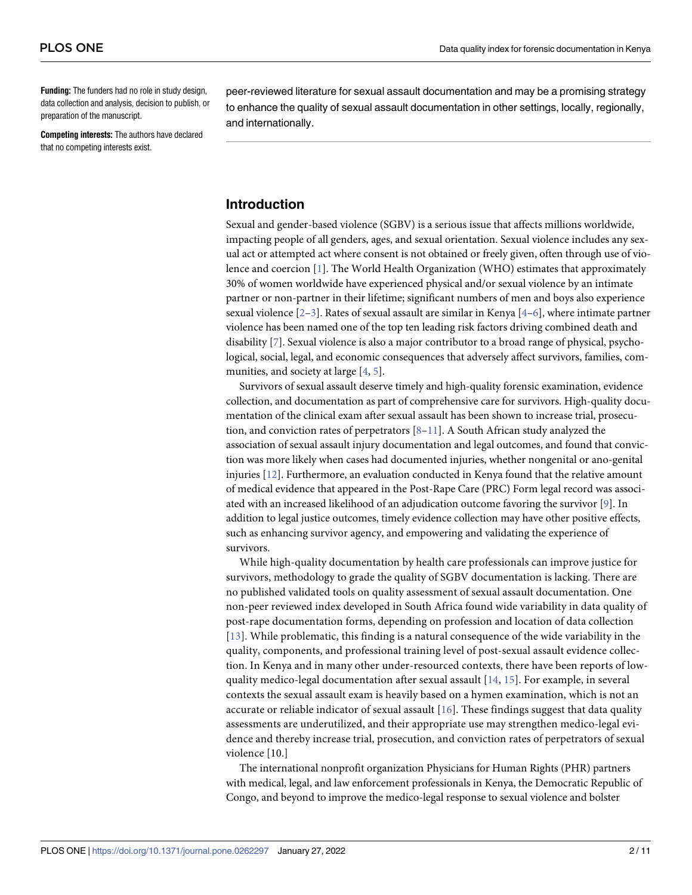**Funding:** The funders had no role in study design, data collection and analysis, decision to publish, or preparation of the manuscript.

**Competing interests:** The authors have declared that no competing interests exist.

peer-reviewed literature for sexual assault documentation and may be a promising strategy to enhance the quality of sexual assault documentation in other settings, locally, regionally, and internationally.

## Introduction

Sexual and gender-based violence (SGBV) is a serious issue that affects millions worldwide, impacting people of all genders, ages, and sexual orientation. Sexual violence includes any sexual act or attempted act where consent is not obtained or freely given, often through use of violence and coercion [1]. The World Health Organization (WHO) estimates that approximately 30% of women worldwide have experienced physical and/or sexual violence by an intimate partner or non-partner in their lifetime; significant numbers of men and boys also experience sexual violence [2–3]. Rates of sexual assault are similar in Kenya [4–6], where intimate partner violence has been named one of the top ten leading risk factors driving combined death and disability [7]. Sexual violence is also a major contributor to a broad range of physical, psychological, social, legal, and economic consequences that adversely affect survivors, families, communities, and society at large [4, 5].

Survivors of sexual assault deserve timely and high-quality forensic examination, evidence collection, and documentation as part of comprehensive care for survivors. High-quality documentation of the clinical exam after sexual assault has been shown to increase trial, prosecution, and conviction rates of perpetrators [8–11]. A South African study analyzed the association of sexual assault injury documentation and legal outcomes, and found that conviction was more likely when cases had documented injuries, whether nongenital or ano-genital injuries [12]. Furthermore, an evaluation conducted in Kenya found that the relative amount of medical evidence that appeared in the Post-Rape Care (PRC) Form legal record was associated with an increased likelihood of an adjudication outcome favoring the survivor [9]. In addition to legal justice outcomes, timely evidence collection may have other positive effects, such as enhancing survivor agency, and empowering and validating the experience of survivors.

While high-quality documentation by health care professionals can improve justice for survivors, methodology to grade the quality of SGBV documentation is lacking. There are no published validated tools on quality assessment of sexual assault documentation. One non-peer reviewed index developed in South Africa found wide variability in data quality of post-rape documentation forms, depending on profession and location of data collection [13]. While problematic, this finding is a natural consequence of the wide variability in the quality, components, and professional training level of post-sexual assault evidence collection. In Kenya and in many other under-resourced contexts, there have been reports of low-quality medico-legal documentation after sexual assault [14, 15]. For example, in several contexts the sexual assault exam is heavily based on a hymen examination, which is not an accurate or reliable indicator of sexual assault [16]. These findings suggest that data quality assessments are underutilized, and their appropriate use may strengthen medico-legal evidence and thereby increase trial, prosecution, and conviction rates of perpetrators of sexual violence [10.]

The international nonprofit organization Physicians for Human Rights (PHR) partners with medical, legal, and law enforcement professionals in Kenya, the Democratic Republic of Congo, and beyond to improve the medico-legal response to sexual violence and bolster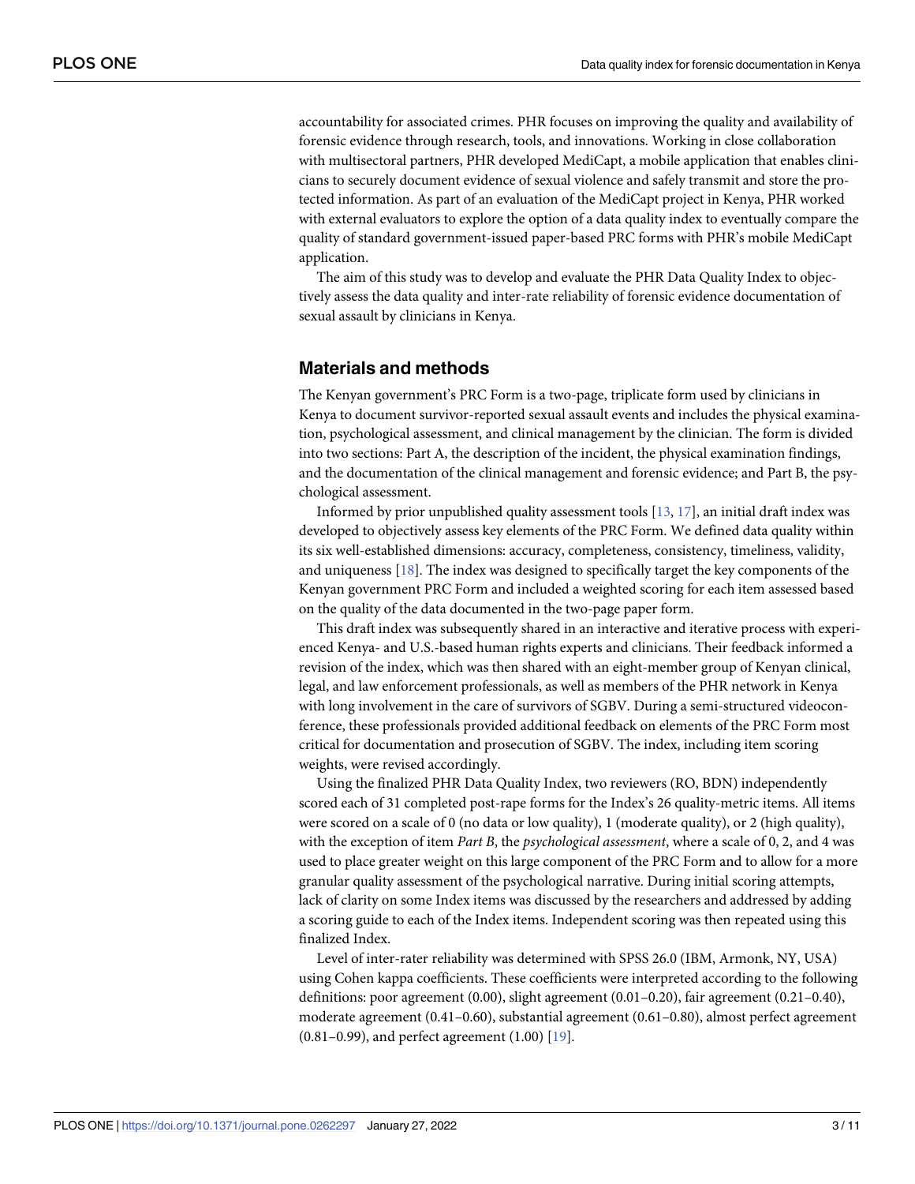accountability for associated crimes. PHR focuses on improving the quality and availability of forensic evidence through research, tools, and innovations. Working in close collaboration with multisectoral partners, PHR developed MediCapt, a mobile application that enables clinicians to securely document evidence of sexual violence and safely transmit and store the protected information. As part of an evaluation of the MediCapt project in Kenya, PHR worked with external evaluators to explore the option of a data quality index to eventually compare the quality of standard government-issued paper-based PRC forms with PHR's mobile MediCapt application.

The aim of this study was to develop and evaluate the PHR Data Quality Index to objectively assess the data quality and inter-rate reliability of forensic evidence documentation of sexual assault by clinicians in Kenya.

## Materials and methods

The Kenyan government's PRC Form is a two-page, triplicate form used by clinicians in Kenya to document survivor-reported sexual assault events and includes the physical examination, psychological assessment, and clinical management by the clinician. The form is divided into two sections: Part A, the description of the incident, the physical examination findings, and the documentation of the clinical management and forensic evidence; and Part B, the psychological assessment.

Informed by prior unpublished quality assessment tools [13, 17], an initial draft index was developed to objectively assess key elements of the PRC Form. We defined data quality within its six well-established dimensions: accuracy, completeness, consistency, timeliness, validity, and uniqueness [18]. The index was designed to specifically target the key components of the Kenyan government PRC Form and included a weighted scoring for each item assessed based on the quality of the data documented in the two-page paper form.

This draft index was subsequently shared in an interactive and iterative process with experienced Kenya- and U.S.-based human rights experts and clinicians. Their feedback informed a revision of the index, which was then shared with an eight-member group of Kenyan clinical, legal, and law enforcement professionals, as well as members of the PHR network in Kenya with long involvement in the care of survivors of SGBV. During a semi-structured videoconference, these professionals provided additional feedback on elements of the PRC Form most critical for documentation and prosecution of SGBV. The index, including item scoring weights, were revised accordingly.

Using the finalized PHR Data Quality Index, two reviewers (RO, BDN) independently scored each of 31 completed post-rape forms for the Index's 26 quality-metric items. All items were scored on a scale of 0 (no data or low quality), 1 (moderate quality), or 2 (high quality), with the exception of item *Part B*, the *psychological assessment*, where a scale of 0, 2, and 4 was used to place greater weight on this large component of the PRC Form and to allow for a more granular quality assessment of the psychological narrative. During initial scoring attempts, lack of clarity on some Index items was discussed by the researchers and addressed by adding a scoring guide to each of the Index items. Independent scoring was then repeated using this finalized Index.

Level of inter-rater reliability was determined with SPSS 26.0 (IBM, Armonk, NY, USA) using Cohen kappa coefficients. These coefficients were interpreted according to the following definitions: poor agreement (0.00), slight agreement (0.01–0.20), fair agreement (0.21–0.40), moderate agreement (0.41–0.60), substantial agreement (0.61–0.80), almost perfect agreement (0.81–0.99), and perfect agreement (1.00) [19].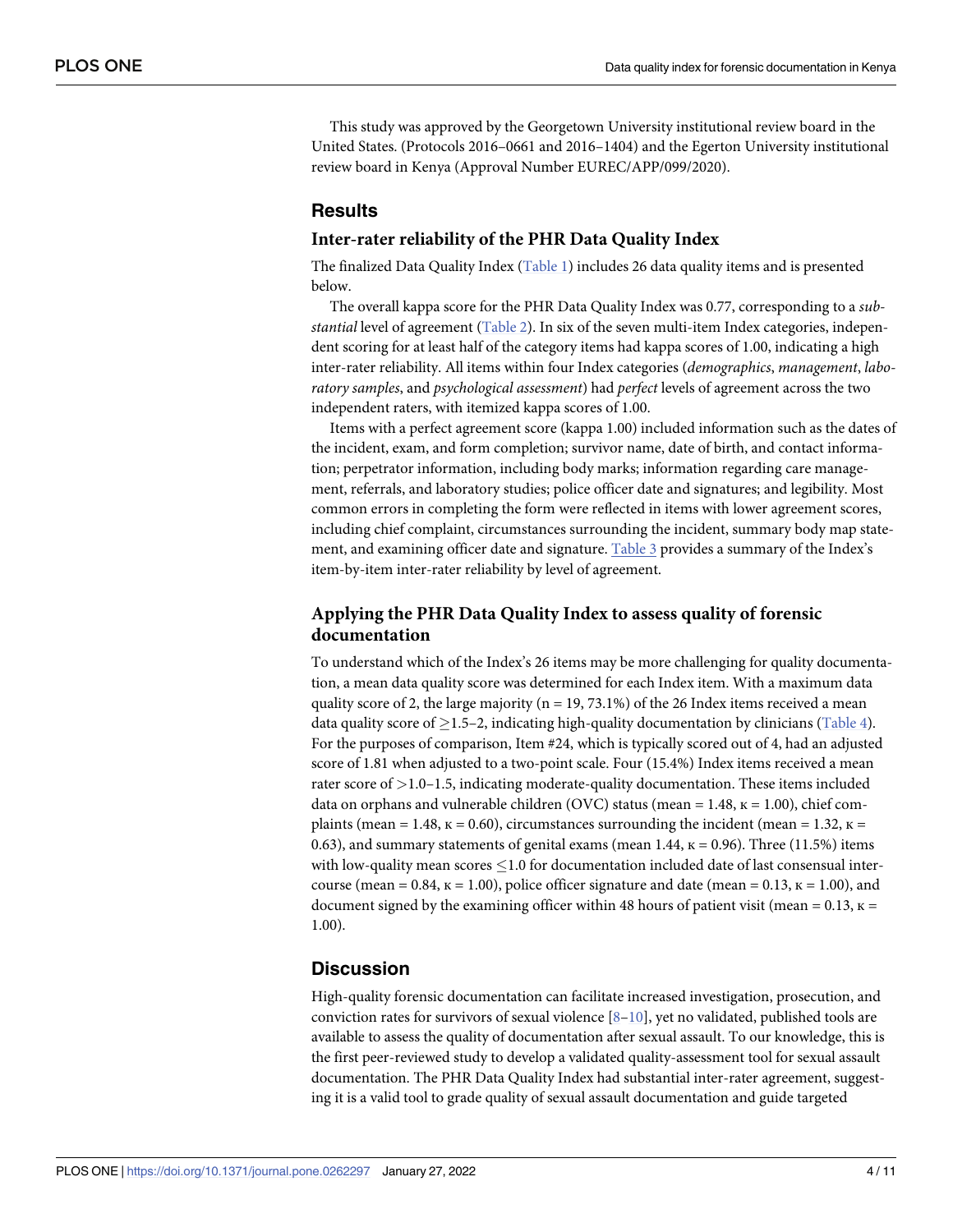This study was approved by the Georgetown University institutional review board in the United States. (Protocols 2016–0661 and 2016–1404) and the Egerton University institutional review board in Kenya (Approval Number EUREC/APP/099/2020).

## Results

### Inter-rater reliability of the PHR Data Quality Index

The finalized Data Quality Index (Table 1) includes 26 data quality items and is presented below.

The overall kappa score for the PHR Data Quality Index was 0.77, corresponding to a *substantial* level of agreement (Table 2). In six of the seven multi-item Index categories, independent scoring for at least half of the category items had kappa scores of 1.00, indicating a high inter-rater reliability. All items within four Index categories (*demographics*, *management*, *laboratory samples*, and *psychological assessment*) had *perfect* levels of agreement across the two independent raters, with itemized kappa scores of 1.00.

Items with a perfect agreement score (kappa 1.00) included information such as the dates of the incident, exam, and form completion; survivor name, date of birth, and contact information; perpetrator information, including body marks; information regarding care management, referrals, and laboratory studies; police officer date and signatures; and legibility. Most common errors in completing the form were reflected in items with lower agreement scores, including chief complaint, circumstances surrounding the incident, summary body map statement, and examining officer date and signature. Table 3 provides a summary of the Index's item-by-item inter-rater reliability by level of agreement.

### Applying the PHR Data Quality Index to assess quality of forensic documentation

To understand which of the Index's 26 items may be more challenging for quality documentation, a mean data quality score was determined for each Index item. With a maximum data quality score of 2, the large majority (n = 19, 73.1%) of the 26 Index items received a mean data quality score of $\geq$1.5–2, indicating high-quality documentation by clinicians (Table 4). For the purposes of comparison, Item #24, which is typically scored out of 4, had an adjusted score of 1.81 when adjusted to a two-point scale. Four (15.4%) Index items received a mean rater score of >1.0–1.5, indicating moderate-quality documentation. These items included data on orphans and vulnerable children (OVC) status (mean = 1.48, $\kappa$ = 1.00), chief complaints (mean = 1.48, $\kappa$ = 0.60), circumstances surrounding the incident (mean = 1.32, $\kappa$ = 0.63), and summary statements of genital exams (mean 1.44, $\kappa$ = 0.96). Three (11.5%) items with low-quality mean scores $\leq$1.0 for documentation included date of last consensual intercourse (mean = 0.84, $\kappa$ = 1.00), police officer signature and date (mean = 0.13, $\kappa$ = 1.00), and document signed by the examining officer within 48 hours of patient visit (mean = 0.13, $\kappa$ = 1.00).

## Discussion

High-quality forensic documentation can facilitate increased investigation, prosecution, and conviction rates for survivors of sexual violence [8–10], yet no validated, published tools are available to assess the quality of documentation after sexual assault. To our knowledge, this is the first peer-reviewed study to develop a validated quality-assessment tool for sexual assault documentation. The PHR Data Quality Index had substantial inter-rater agreement, suggesting it is a valid tool to grade quality of sexual assault documentation and guide targeted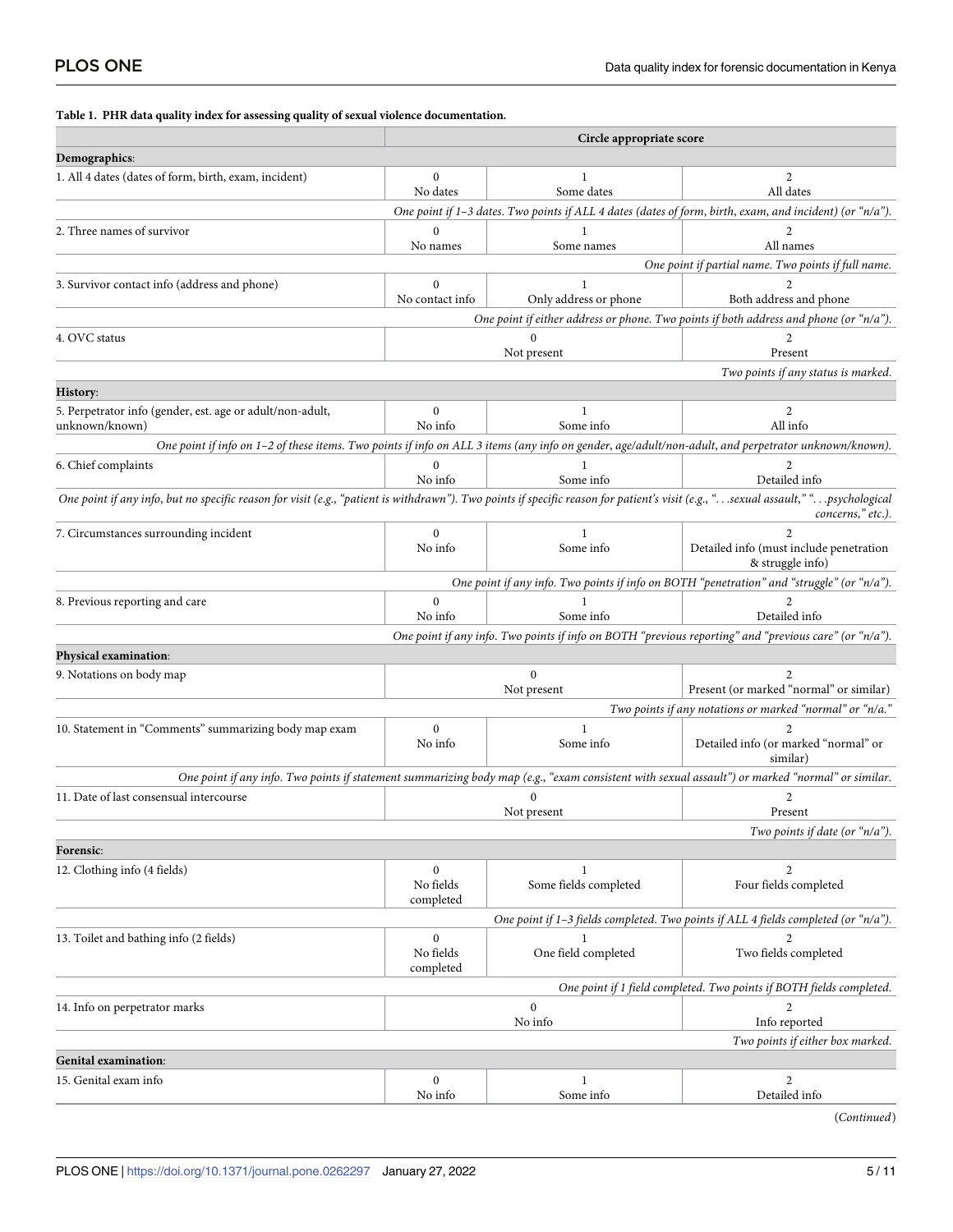**Table 1. PHR data quality index for assessing quality of sexual violence documentation.**

| | Circle appropriate score | | |
|---|---|---|---|
| **Demographics**: | | | |
| 1. All 4 dates (dates of form, birth, exam, incident) | 0 No dates | 1 Some dates | 2 All dates |
| | *One point if 1–3 dates. Two points if ALL 4 dates (dates of form, birth, exam, and incident) (or "n/a").* | | |
| 2. Three names of survivor | 0 No names | 1 Some names | 2 All names |
| | *One point if partial name. Two points if full name.* | | |
| 3. Survivor contact info (address and phone) | 0 No contact info | 1 Only address or phone | 2 Both address and phone |
| | *One point if either address or phone. Two points if both address and phone (or "n/a").* | | |
| 4. OVC status | 0 Not present | | 2 Present |
| | *Two points if any status is marked.* | | |
| **History**: | | | |
| 5. Perpetrator info (gender, est. age or adult/non-adult, unknown/known) | 0 No info | 1 Some info | 2 All info |
| *One point if info on 1–2 of these items. Two points if info on ALL 3 items (any info on gender, age/adult/non-adult, and perpetrator unknown/known).* | | | |
| 6. Chief complaints | 0 No info | 1 Some info | 2 Detailed info |
| *One point if any info, but no specific reason for visit (e.g., "patient is withdrawn"). Two points if specific reason for patient's visit (e.g., ". . .sexual assault," ". . .psychological concerns," etc.).* | | | |
| 7. Circumstances surrounding incident | 0 No info | 1 Some info | 2 Detailed info (must include penetration & struggle info) |
| | *One point if any info. Two points if info on BOTH "penetration" and "struggle" (or "n/a").* | | |
| 8. Previous reporting and care | 0 No info | 1 Some info | 2 Detailed info |
| | *One point if any info. Two points if info on BOTH "previous reporting" and "previous care" (or "n/a").* | | |
| **Physical examination**: | | | |
| 9. Notations on body map | 0 Not present | | 2 Present (or marked "normal" or similar) |
| | *Two points if any notations or marked "normal" or "n/a."* | | |
| 10. Statement in "Comments" summarizing body map exam | 0 No info | 1 Some info | 2 Detailed info (or marked "normal" or similar) |
| | *One point if any info. Two points if statement summarizing body map (e.g., "exam consistent with sexual assault") or marked "normal" or similar.* | | |
| 11. Date of last consensual intercourse | 0 Not present | | 2 Present |
| | *Two points if date (or "n/a").* | | |
| **Forensic**: | | | |
| 12. Clothing info (4 fields) | 0 No fields completed | 1 Some fields completed | 2 Four fields completed |
| | *One point if 1–3 fields completed. Two points if ALL 4 fields completed (or "n/a").* | | |
| 13. Toilet and bathing info (2 fields) | 0 No fields completed | 1 One field completed | 2 Two fields completed |
| | *One point if 1 field completed. Two points if BOTH fields completed.* | | |
| 14. Info on perpetrator marks | 0 No info | | 2 Info reported |
| | *Two points if either box marked.* | | |
| **Genital examination**: | | | |
| 15. Genital exam info | 0 No info | 1 Some info | 2 Detailed info |

(*Continued*)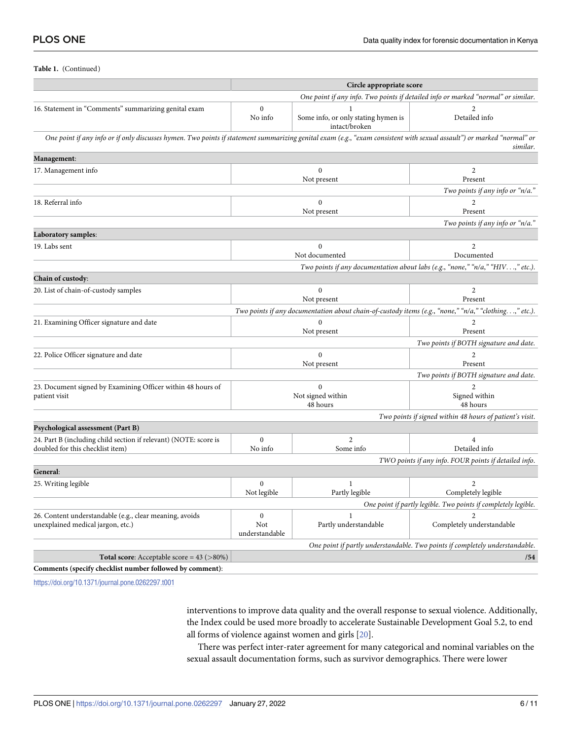**Table 1.** (Continued)

| | Circle appropriate score | | |
|---|---|---|---|
| | *One point if any info. Two points if detailed info or marked "normal" or similar.* | | |
| 16. Statement in "Comments" summarizing genital exam | 0<br>No info | 1<br>Some info, or only stating hymen is intact/broken | 2<br>Detailed info |
| *One point if any info or if only discusses hymen. Two points if statement summarizing genital exam (e.g., "exam consistent with sexual assault") or marked "normal" or similar.* | | | |
| **Management**: | | | |
| 17. Management info | 0<br>Not present | | 2<br>Present |
| | | | *Two points if any info or "n/a."* |
| 18. Referral info | 0<br>Not present | | 2<br>Present |
| | | | *Two points if any info or "n/a."* |
| **Laboratory samples**: | | | |
| 19. Labs sent | 0<br>Not documented | | 2<br>Documented |
| | *Two points if any documentation about labs (e.g., "none," "n/a," "HIV. . .," etc.).* | | |
| **Chain of custody**: | | | |
| 20. List of chain-of-custody samples | 0<br>Not present | | 2<br>Present |
| | *Two points if any documentation about chain-of-custody items (e.g., "none," "n/a," "clothing. . .," etc.).* | | |
| 21. Examining Officer signature and date | 0<br>Not present | | 2<br>Present |
| | | | *Two points if BOTH signature and date.* |
| 22. Police Officer signature and date | 0<br>Not present | | 2<br>Present |
| | | | *Two points if BOTH signature and date.* |
| 23. Document signed by Examining Officer within 48 hours of patient visit | 0<br>Not signed within 48 hours | | 2<br>Signed within 48 hours |
| | | | *Two points if signed within 48 hours of patient's visit.* |
| **Psychological assessment (Part B)** | | | |
| 24. Part B (including child section if relevant) (NOTE: score is doubled for this checklist item) | 0<br>No info | 2<br>Some info | 4<br>Detailed info |
| | | | *TWO points if any info. FOUR points if detailed info.* |
| **General**: | | | |
| 25. Writing legible | 0<br>Not legible | 1<br>Partly legible | 2<br>Completely legible |
| | | *One point if partly legible. Two points if completely legible.* | |
| 26. Content understandable (e.g., clear meaning, avoids unexplained medical jargon, etc.) | 0<br>Not understandable | 1<br>Partly understandable | 2<br>Completely understandable |
| | | *One point if partly understandable. Two points if completely understandable.* | |
| **Total score**: Acceptable score = 43 (>80%) | | | **/54** |
| **Comments (specify checklist number followed by comment)**: | | | |

https://doi.org/10.1371/journal.pone.0262297.t001

interventions to improve data quality and the overall response to sexual violence. Additionally, the Index could be used more broadly to accelerate Sustainable Development Goal 5.2, to end all forms of violence against women and girls [20].

There was perfect inter-rater agreement for many categorical and nominal variables on the sexual assault documentation forms, such as survivor demographics. There were lower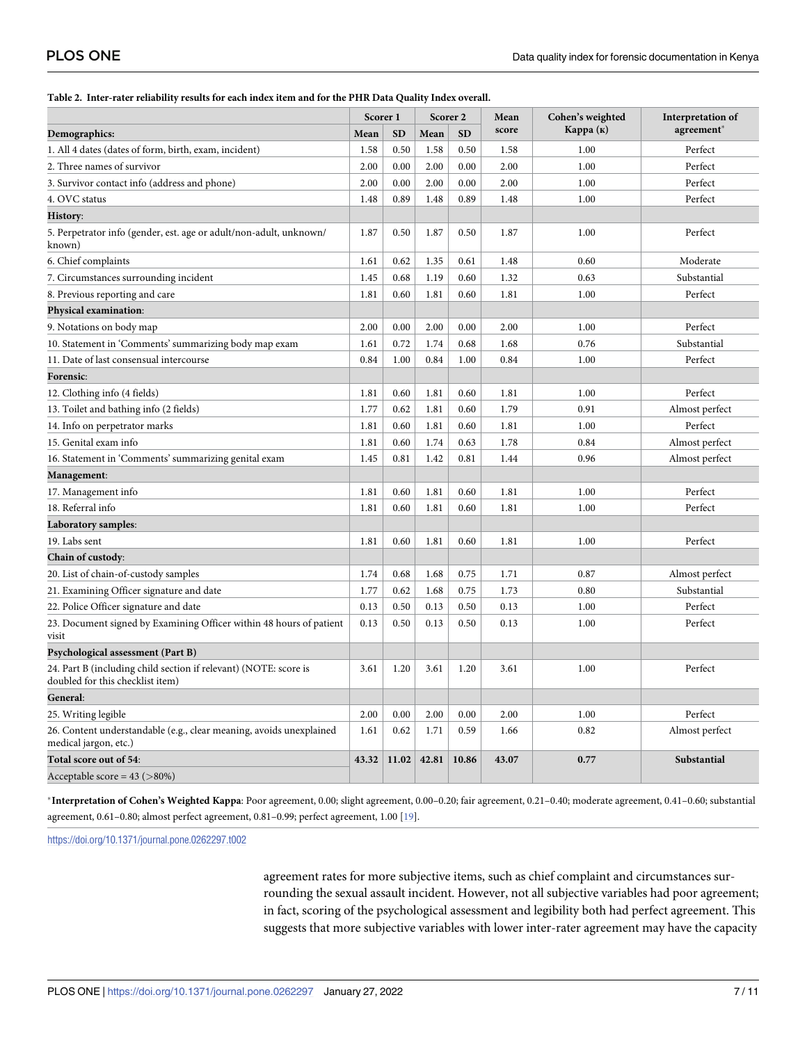**Table 2. Inter-rater reliability results for each index item and for the PHR Data Quality Index overall.**

| | Scorer 1 | | Scorer 2 | | Mean score | Cohen's weighted Kappa (κ) | Interpretation of agreement* |
|---|---|---|---|---|---|---|---|
| **Demographics:** | **Mean** | **SD** | **Mean** | **SD** | | | |
| 1. All 4 dates (dates of form, birth, exam, incident) | 1.58 | 0.50 | 1.58 | 0.50 | 1.58 | 1.00 | Perfect |
| 2. Three names of survivor | 2.00 | 0.00 | 2.00 | 0.00 | 2.00 | 1.00 | Perfect |
| 3. Survivor contact info (address and phone) | 2.00 | 0.00 | 2.00 | 0.00 | 2.00 | 1.00 | Perfect |
| 4. OVC status | 1.48 | 0.89 | 1.48 | 0.89 | 1.48 | 1.00 | Perfect |
| **History**: | | | | | | | |
| 5. Perpetrator info (gender, est. age or adult/non-adult, unknown/known) | 1.87 | 0.50 | 1.87 | 0.50 | 1.87 | 1.00 | Perfect |
| 6. Chief complaints | 1.61 | 0.62 | 1.35 | 0.61 | 1.48 | 0.60 | Moderate |
| 7. Circumstances surrounding incident | 1.45 | 0.68 | 1.19 | 0.60 | 1.32 | 0.63 | Substantial |
| 8. Previous reporting and care | 1.81 | 0.60 | 1.81 | 0.60 | 1.81 | 1.00 | Perfect |
| **Physical examination**: | | | | | | | |
| 9. Notations on body map | 2.00 | 0.00 | 2.00 | 0.00 | 2.00 | 1.00 | Perfect |
| 10. Statement in 'Comments' summarizing body map exam | 1.61 | 0.72 | 1.74 | 0.68 | 1.68 | 0.76 | Substantial |
| 11. Date of last consensual intercourse | 0.84 | 1.00 | 0.84 | 1.00 | 0.84 | 1.00 | Perfect |
| **Forensic**: | | | | | | | |
| 12. Clothing info (4 fields) | 1.81 | 0.60 | 1.81 | 0.60 | 1.81 | 1.00 | Perfect |
| 13. Toilet and bathing info (2 fields) | 1.77 | 0.62 | 1.81 | 0.60 | 1.79 | 0.91 | Almost perfect |
| 14. Info on perpetrator marks | 1.81 | 0.60 | 1.81 | 0.60 | 1.81 | 1.00 | Perfect |
| 15. Genital exam info | 1.81 | 0.60 | 1.74 | 0.63 | 1.78 | 0.84 | Almost perfect |
| 16. Statement in 'Comments' summarizing genital exam | 1.45 | 0.81 | 1.42 | 0.81 | 1.44 | 0.96 | Almost perfect |
| **Management**: | | | | | | | |
| 17. Management info | 1.81 | 0.60 | 1.81 | 0.60 | 1.81 | 1.00 | Perfect |
| 18. Referral info | 1.81 | 0.60 | 1.81 | 0.60 | 1.81 | 1.00 | Perfect |
| **Laboratory samples**: | | | | | | | |
| 19. Labs sent | 1.81 | 0.60 | 1.81 | 0.60 | 1.81 | 1.00 | Perfect |
| **Chain of custody**: | | | | | | | |
| 20. List of chain-of-custody samples | 1.74 | 0.68 | 1.68 | 0.75 | 1.71 | 0.87 | Almost perfect |
| 21. Examining Officer signature and date | 1.77 | 0.62 | 1.68 | 0.75 | 1.73 | 0.80 | Substantial |
| 22. Police Officer signature and date | 0.13 | 0.50 | 0.13 | 0.50 | 0.13 | 1.00 | Perfect |
| 23. Document signed by Examining Officer within 48 hours of patient visit | 0.13 | 0.50 | 0.13 | 0.50 | 0.13 | 1.00 | Perfect |
| **Psychological assessment (Part B)** | | | | | | | |
| 24. Part B (including child section if relevant) (NOTE: score is doubled for this checklist item) | 3.61 | 1.20 | 3.61 | 1.20 | 3.61 | 1.00 | Perfect |
| **General**: | | | | | | | |
| 25. Writing legible | 2.00 | 0.00 | 2.00 | 0.00 | 2.00 | 1.00 | Perfect |
| 26. Content understandable (e.g., clear meaning, avoids unexplained medical jargon, etc.) | 1.61 | 0.62 | 1.71 | 0.59 | 1.66 | 0.82 | Almost perfect |
| **Total score out of 54**: | **43.32** | **11.02** | **42.81** | **10.86** | **43.07** | **0.77** | **Substantial** |
| Acceptable score = 43 (>80%) | | | | | | | |

*__Interpretation of Cohen's Weighted Kappa__: Poor agreement, 0.00; slight agreement, 0.00–0.20; fair agreement, 0.21–0.40; moderate agreement, 0.41–0.60; substantial agreement, 0.61–0.80; almost perfect agreement, 0.81–0.99; perfect agreement, 1.00 [19].

https://doi.org/10.1371/journal.pone.0262297.t002

agreement rates for more subjective items, such as chief complaint and circumstances surrounding the sexual assault incident. However, not all subjective variables had poor agreement; in fact, scoring of the psychological assessment and legibility both had perfect agreement. This suggests that more subjective variables with lower inter-rater agreement may have the capacity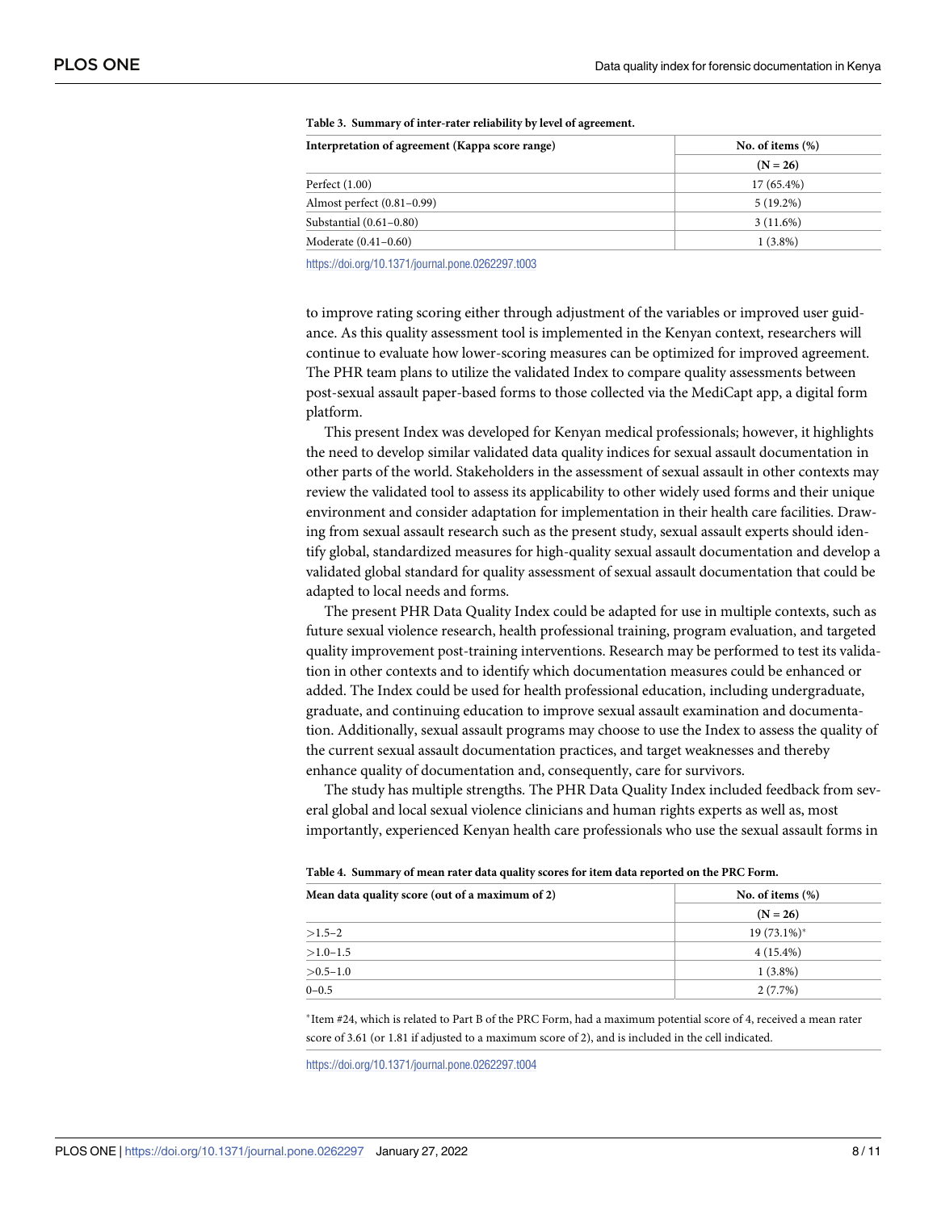**Table 3. Summary of inter-rater reliability by level of agreement.**

| Interpretation of agreement (Kappa score range) | No. of items (%) |
| --- | --- |
| | (N = 26) |
| Perfect (1.00) | 17 (65.4%) |
| Almost perfect (0.81–0.99) | 5 (19.2%) |
| Substantial (0.61–0.80) | 3 (11.6%) |
| Moderate (0.41–0.60) | 1 (3.8%) |

https://doi.org/10.1371/journal.pone.0262297.t003

to improve rating scoring either through adjustment of the variables or improved user guidance. As this quality assessment tool is implemented in the Kenyan context, researchers will continue to evaluate how lower-scoring measures can be optimized for improved agreement. The PHR team plans to utilize the validated Index to compare quality assessments between post-sexual assault paper-based forms to those collected via the MediCapt app, a digital form platform.

This present Index was developed for Kenyan medical professionals; however, it highlights the need to develop similar validated data quality indices for sexual assault documentation in other parts of the world. Stakeholders in the assessment of sexual assault in other contexts may review the validated tool to assess its applicability to other widely used forms and their unique environment and consider adaptation for implementation in their health care facilities. Drawing from sexual assault research such as the present study, sexual assault experts should identify global, standardized measures for high-quality sexual assault documentation and develop a validated global standard for quality assessment of sexual assault documentation that could be adapted to local needs and forms.

The present PHR Data Quality Index could be adapted for use in multiple contexts, such as future sexual violence research, health professional training, program evaluation, and targeted quality improvement post-training interventions. Research may be performed to test its validation in other contexts and to identify which documentation measures could be enhanced or added. The Index could be used for health professional education, including undergraduate, graduate, and continuing education to improve sexual assault examination and documentation. Additionally, sexual assault programs may choose to use the Index to assess the quality of the current sexual assault documentation practices, and target weaknesses and thereby enhance quality of documentation and, consequently, care for survivors.

The study has multiple strengths. The PHR Data Quality Index included feedback from several global and local sexual violence clinicians and human rights experts as well as, most importantly, experienced Kenyan health care professionals who use the sexual assault forms in

**Table 4. Summary of mean rater data quality scores for item data reported on the PRC Form.**

| Mean data quality score (out of a maximum of 2) | No. of items (%) |
| --- | --- |
| | (N = 26) |
| >1.5–2 | 19 (73.1%)* |
| >1.0–1.5 | 4 (15.4%) |
| >0.5–1.0 | 1 (3.8%) |
| 0–0.5 | 2 (7.7%) |

*Item #24, which is related to Part B of the PRC Form, had a maximum potential score of 4, received a mean rater score of 3.61 (or 1.81 if adjusted to a maximum score of 2), and is included in the cell indicated.

https://doi.org/10.1371/journal.pone.0262297.t004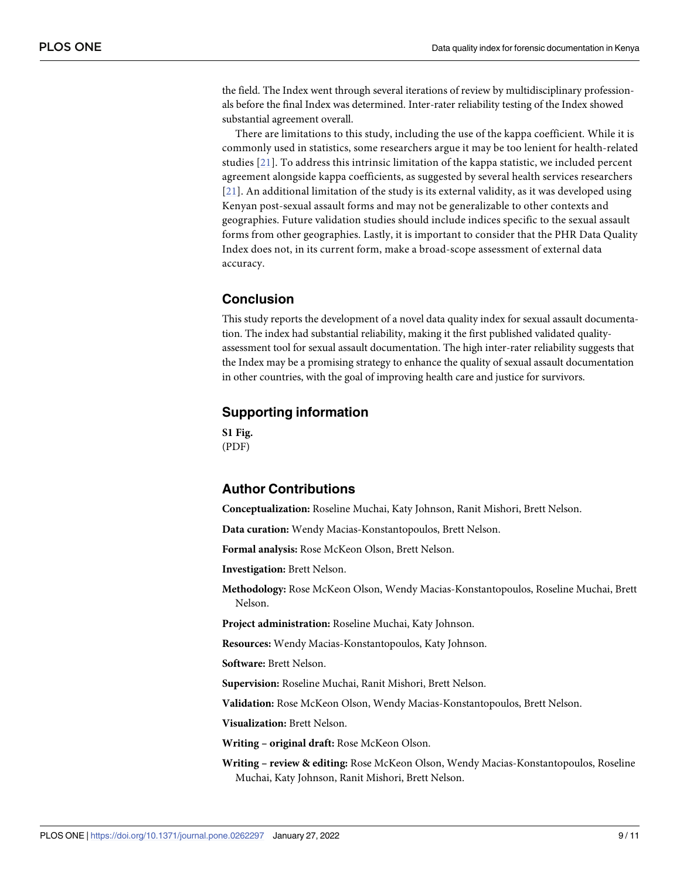the field. The Index went through several iterations of review by multidisciplinary professionals before the final Index was determined. Inter-rater reliability testing of the Index showed substantial agreement overall.

There are limitations to this study, including the use of the kappa coefficient. While it is commonly used in statistics, some researchers argue it may be too lenient for health-related studies [21]. To address this intrinsic limitation of the kappa statistic, we included percent agreement alongside kappa coefficients, as suggested by several health services researchers [21]. An additional limitation of the study is its external validity, as it was developed using Kenyan post-sexual assault forms and may not be generalizable to other contexts and geographies. Future validation studies should include indices specific to the sexual assault forms from other geographies. Lastly, it is important to consider that the PHR Data Quality Index does not, in its current form, make a broad-scope assessment of external data accuracy.

## Conclusion

This study reports the development of a novel data quality index for sexual assault documentation. The index had substantial reliability, making it the first published validated quality-assessment tool for sexual assault documentation. The high inter-rater reliability suggests that the Index may be a promising strategy to enhance the quality of sexual assault documentation in other countries, with the goal of improving health care and justice for survivors.

## Supporting information

**S1 Fig.**
(PDF)

## Author Contributions

**Conceptualization:** Roseline Muchai, Katy Johnson, Ranit Mishori, Brett Nelson.

**Data curation:** Wendy Macias-Konstantopoulos, Brett Nelson.

**Formal analysis:** Rose McKeon Olson, Brett Nelson.

**Investigation:** Brett Nelson.

**Methodology:** Rose McKeon Olson, Wendy Macias-Konstantopoulos, Roseline Muchai, Brett Nelson.

**Project administration:** Roseline Muchai, Katy Johnson.

**Resources:** Wendy Macias-Konstantopoulos, Katy Johnson.

**Software:** Brett Nelson.

**Supervision:** Roseline Muchai, Ranit Mishori, Brett Nelson.

**Validation:** Rose McKeon Olson, Wendy Macias-Konstantopoulos, Brett Nelson.

**Visualization:** Brett Nelson.

**Writing – original draft:** Rose McKeon Olson.

**Writing – review & editing:** Rose McKeon Olson, Wendy Macias-Konstantopoulos, Roseline Muchai, Katy Johnson, Ranit Mishori, Brett Nelson.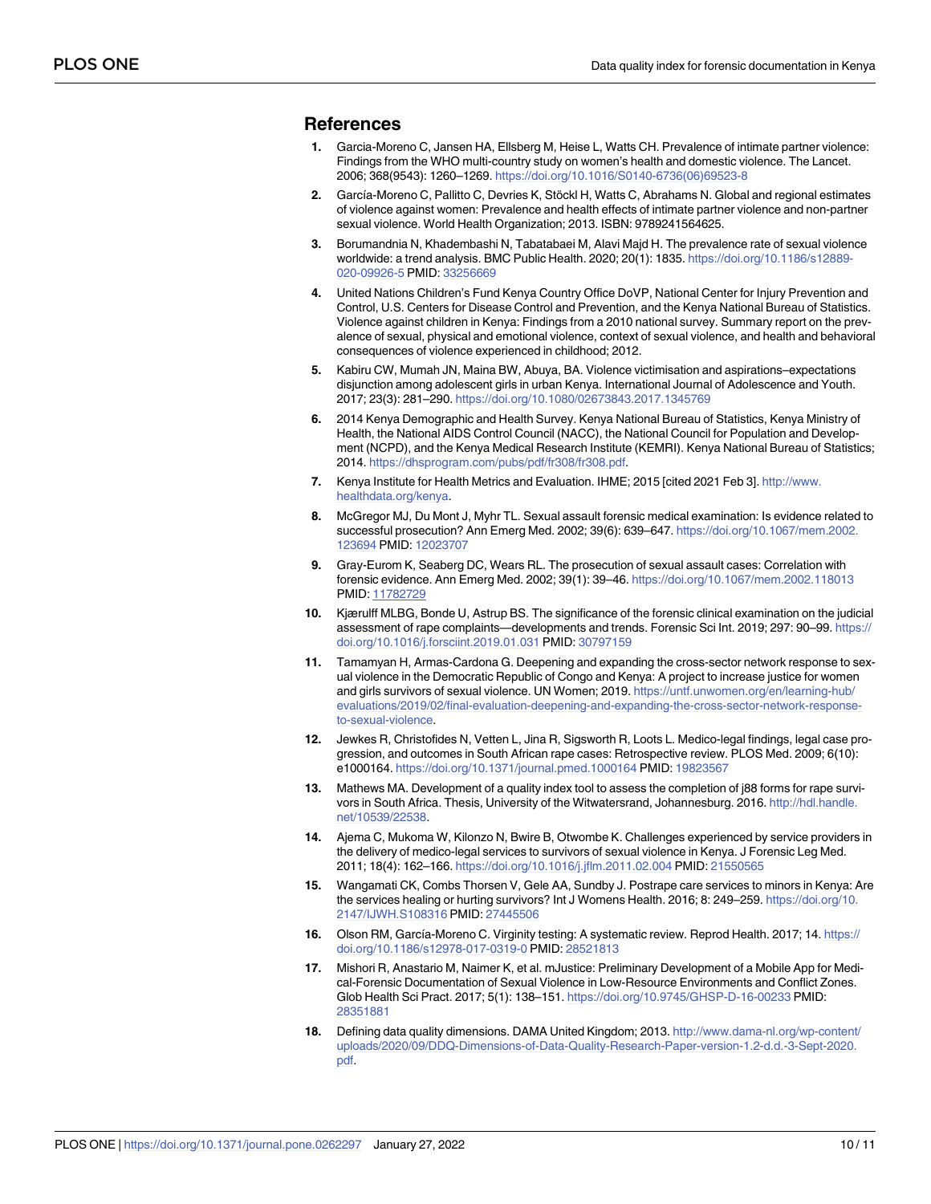## References

1. Garcia-Moreno C, Jansen HA, Ellsberg M, Heise L, Watts CH. Prevalence of intimate partner violence: Findings from the WHO multi-country study on women's health and domestic violence. The Lancet. 2006; 368(9543): 1260–1269. https://doi.org/10.1016/S0140-6736(06)69523-8
2. García-Moreno C, Pallitto C, Devries K, Stöckl H, Watts C, Abrahams N. Global and regional estimates of violence against women: Prevalence and health effects of intimate partner violence and non-partner sexual violence. World Health Organization; 2013. ISBN: 9789241564625.
3. Borumandnia N, Khadembashi N, Tabatabaei M, Alavi Majd H. The prevalence rate of sexual violence worldwide: a trend analysis. BMC Public Health. 2020; 20(1): 1835. https://doi.org/10.1186/s12889-020-09926-5 PMID: 33256669
4. United Nations Children's Fund Kenya Country Office DoVP, National Center for Injury Prevention and Control, U.S. Centers for Disease Control and Prevention, and the Kenya National Bureau of Statistics. Violence against children in Kenya: Findings from a 2010 national survey. Summary report on the prevalence of sexual, physical and emotional violence, context of sexual violence, and health and behavioral consequences of violence experienced in childhood; 2012.
5. Kabiru CW, Mumah JN, Maina BW, Abuya, BA. Violence victimisation and aspirations–expectations disjunction among adolescent girls in urban Kenya. International Journal of Adolescence and Youth. 2017; 23(3): 281–290. https://doi.org/10.1080/02673843.2017.1345769
6. 2014 Kenya Demographic and Health Survey. Kenya National Bureau of Statistics, Kenya Ministry of Health, the National AIDS Control Council (NACC), the National Council for Population and Development (NCPD), and the Kenya Medical Research Institute (KEMRI). Kenya National Bureau of Statistics; 2014. https://dhsprogram.com/pubs/pdf/fr308/fr308.pdf.
7. Kenya Institute for Health Metrics and Evaluation. IHME; 2015 [cited 2021 Feb 3]. http://www.healthdata.org/kenya.
8. McGregor MJ, Du Mont J, Myhr TL. Sexual assault forensic medical examination: Is evidence related to successful prosecution? Ann Emerg Med. 2002; 39(6): 639–647. https://doi.org/10.1067/mem.2002.123694 PMID: 12023707
9. Gray-Eurom K, Seaberg DC, Wears RL. The prosecution of sexual assault cases: Correlation with forensic evidence. Ann Emerg Med. 2002; 39(1): 39–46. https://doi.org/10.1067/mem.2002.118013 PMID: 11782729
10. Kjærulff MLBG, Bonde U, Astrup BS. The significance of the forensic clinical examination on the judicial assessment of rape complaints—developments and trends. Forensic Sci Int. 2019; 297: 90–99. https://doi.org/10.1016/j.forsciint.2019.01.031 PMID: 30797159
11. Tamamyan H, Armas-Cardona G. Deepening and expanding the cross-sector network response to sexual violence in the Democratic Republic of Congo and Kenya: A project to increase justice for women and girls survivors of sexual violence. UN Women; 2019. https://untf.unwomen.org/en/learning-hub/evaluations/2019/02/final-evaluation-deepening-and-expanding-the-cross-sector-network-response-to-sexual-violence.
12. Jewkes R, Christofides N, Vetten L, Jina R, Sigsworth R, Loots L. Medico-legal findings, legal case progression, and outcomes in South African rape cases: Retrospective review. PLOS Med. 2009; 6(10): e1000164. https://doi.org/10.1371/journal.pmed.1000164 PMID: 19823567
13. Mathews MA. Development of a quality index tool to assess the completion of j88 forms for rape survivors in South Africa. Thesis, University of the Witwatersrand, Johannesburg. 2016. http://hdl.handle.net/10539/22538.
14. Ajema C, Mukoma W, Kilonzo N, Bwire B, Otwombe K. Challenges experienced by service providers in the delivery of medico-legal services to survivors of sexual violence in Kenya. J Forensic Leg Med. 2011; 18(4): 162–166. https://doi.org/10.1016/j.jflm.2011.02.004 PMID: 21550565
15. Wangamati CK, Combs Thorsen V, Gele AA, Sundby J. Postrape care services to minors in Kenya: Are the services healing or hurting survivors? Int J Womens Health. 2016; 8: 249–259. https://doi.org/10.2147/IJWH.S108316 PMID: 27445506
16. Olson RM, García-Moreno C. Virginity testing: A systematic review. Reprod Health. 2017; 14. https://doi.org/10.1186/s12978-017-0319-0 PMID: 28521813
17. Mishori R, Anastario M, Naimer K, et al. mJustice: Preliminary Development of a Mobile App for Medical-Forensic Documentation of Sexual Violence in Low-Resource Environments and Conflict Zones. Glob Health Sci Pract. 2017; 5(1): 138–151. https://doi.org/10.9745/GHSP-D-16-00233 PMID: 28351881
18. Defining data quality dimensions. DAMA United Kingdom; 2013. http://www.dama-nl.org/wp-content/uploads/2020/09/DDQ-Dimensions-of-Data-Quality-Research-Paper-version-1.2-d.d.-3-Sept-2020.pdf.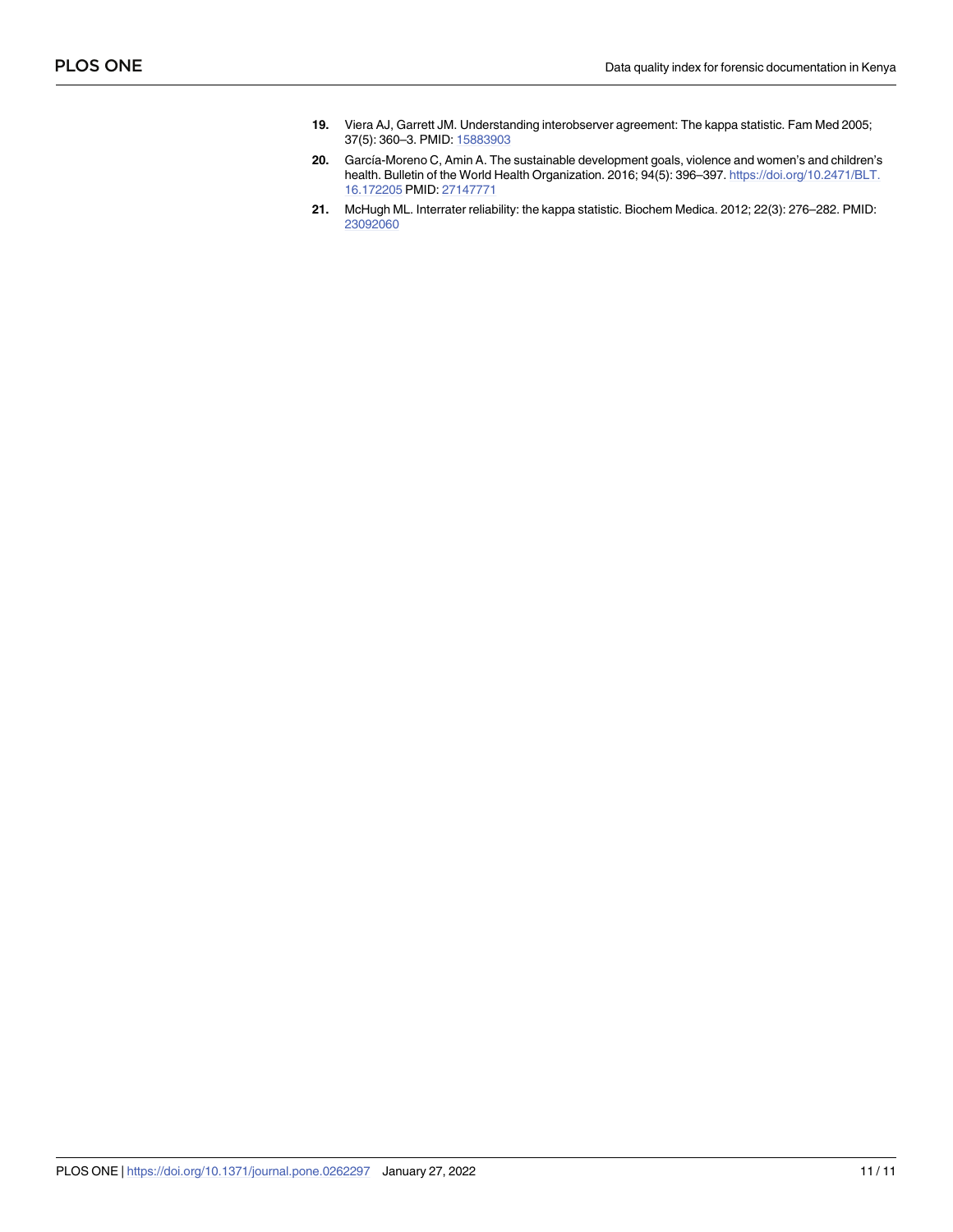19. Viera AJ, Garrett JM. Understanding interobserver agreement: The kappa statistic. Fam Med 2005; 37(5): 360–3. PMID: 15883903

20. García-Moreno C, Amin A. The sustainable development goals, violence and women's and children's health. Bulletin of the World Health Organization. 2016; 94(5): 396–397. https://doi.org/10.2471/BLT.16.172205 PMID: 27147771

21. McHugh ML. Interrater reliability: the kappa statistic. Biochem Medica. 2012; 22(3): 276–282. PMID: 23092060